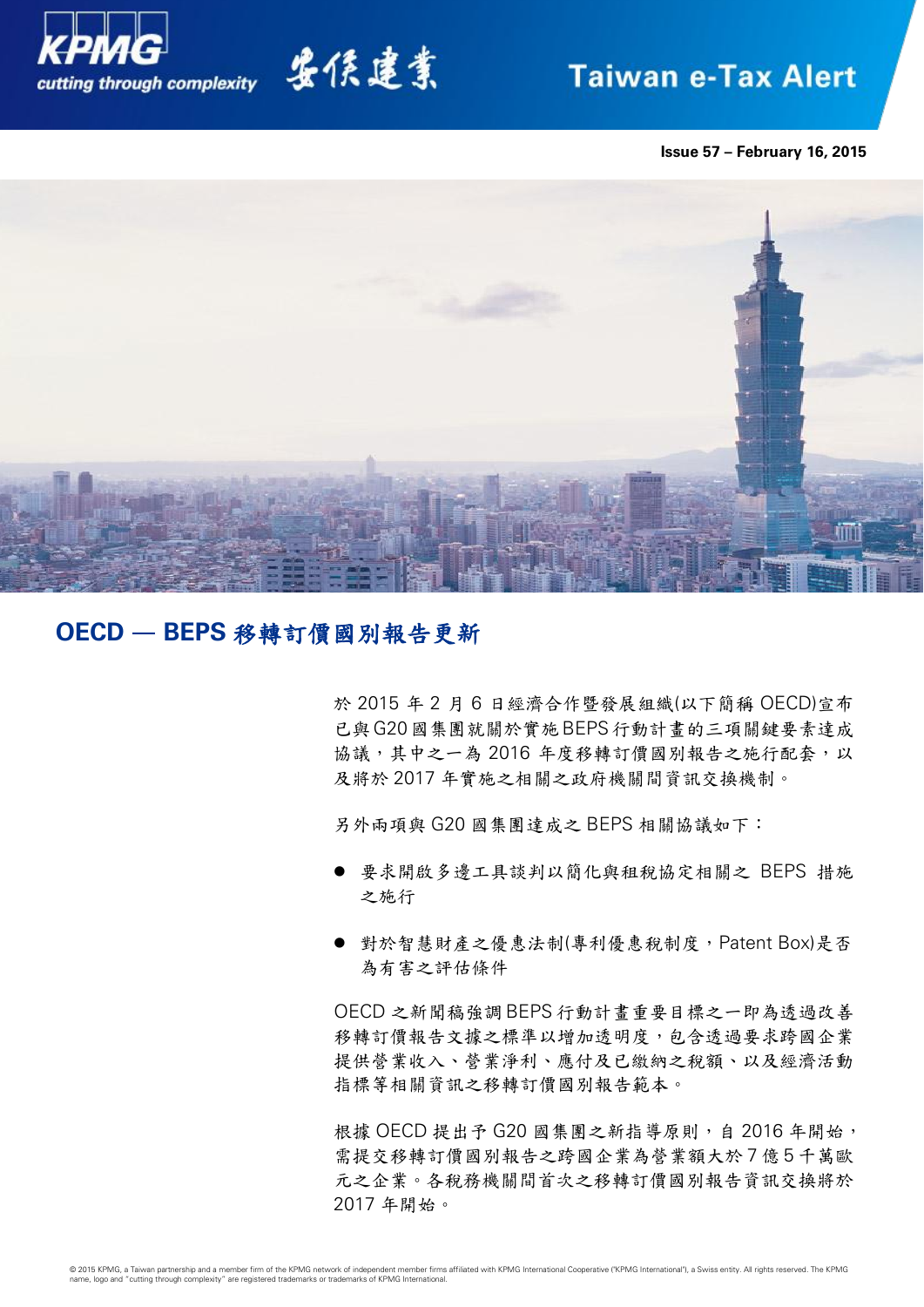Issue 57 – February 16, 2015

# OECD — BEPS 移轉訂價國別報告更新

於 2015 年 2 月 6 日經濟合作暨發展組織(以下簡稱 OECD)宣布已與G20國集團就關於實施BEPS行動計畫的三項關鍵要素達成協議，其中之一為 2016 年度移轉訂價國別報告之施行配套，以及將於 2017 年實施之相關之政府機關間資訊交換機制。

另外兩項與 G20 國集團達成之 BEPS 相關協議如下：

- 要求開啟多邊工具談判以簡化與租稅協定相關之 BEPS 措施之施行
- 對於智慧財產之優惠法制(專利優惠稅制度，Patent Box)是否為有害之評估條件

OECD 之新聞稿強調 BEPS 行動計畫重要目標之一即為透過改善移轉訂價報告文據之標準以增加透明度，包含透過要求跨國企業提供營業收入、營業淨利、應付及已繳納之稅額、以及經濟活動指標等相關資訊之移轉訂價國別報告範本。

根據 OECD 提出予 G20 國集團之新指導原則，自 2016 年開始，需提交移轉訂價國別報告之跨國企業為營業額大於 7 億 5 千萬歐元之企業。各稅務機關間首次之移轉訂價國別報告資訊交換將於 2017 年開始。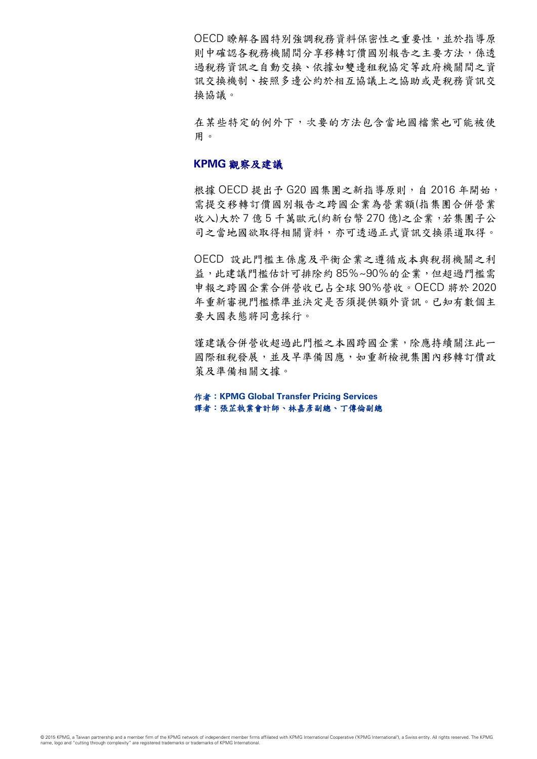OECD 瞭解各國特別強調稅務資料保密性之重要性，並於指導原則中確認各稅務機關間分享移轉訂價國別報告之主要方法，係透過稅務資訊之自動交換、依據如雙邊租稅協定等政府機關間之資訊交換機制、按照多邊公約於相互協議上之協助或是稅務資訊交換協議。

在某些特定的例外下，次要的方法包含當地國檔案也可能被使用。

## KPMG 觀察及建議

根據 OECD 提出予 G20 國集團之新指導原則，自 2016 年開始，需提交移轉訂價國別報告之跨國企業為營業額(指集團合併營業收入)大於 7 億 5 千萬歐元(約新台幣 270 億)之企業，若集團子公司之當地國欲取得相關資料，亦可透過正式資訊交換渠道取得。

OECD 設此門檻主係慮及平衡企業之遵循成本與稅捐機關之利益，此建議門檻估計可排除約 85%~90%的企業，但超過門檻需申報之跨國企業合併營收已占全球 90%營收。OECD 將於 2020 年重新審視門檻標準並決定是否須提供額外資訊。已知有數個主要大國表態將同意採行。

謹建議合併營收超過此門檻之本國跨國企業，除應持續關注此一國際租稅發展，並及早準備因應，如重新檢視集團內移轉訂價政策及準備相關文據。

**作者：KPMG Global Transfer Pricing Services**
**譯者：張芷執業會計師、林嘉彥副總、丁傳倫副總**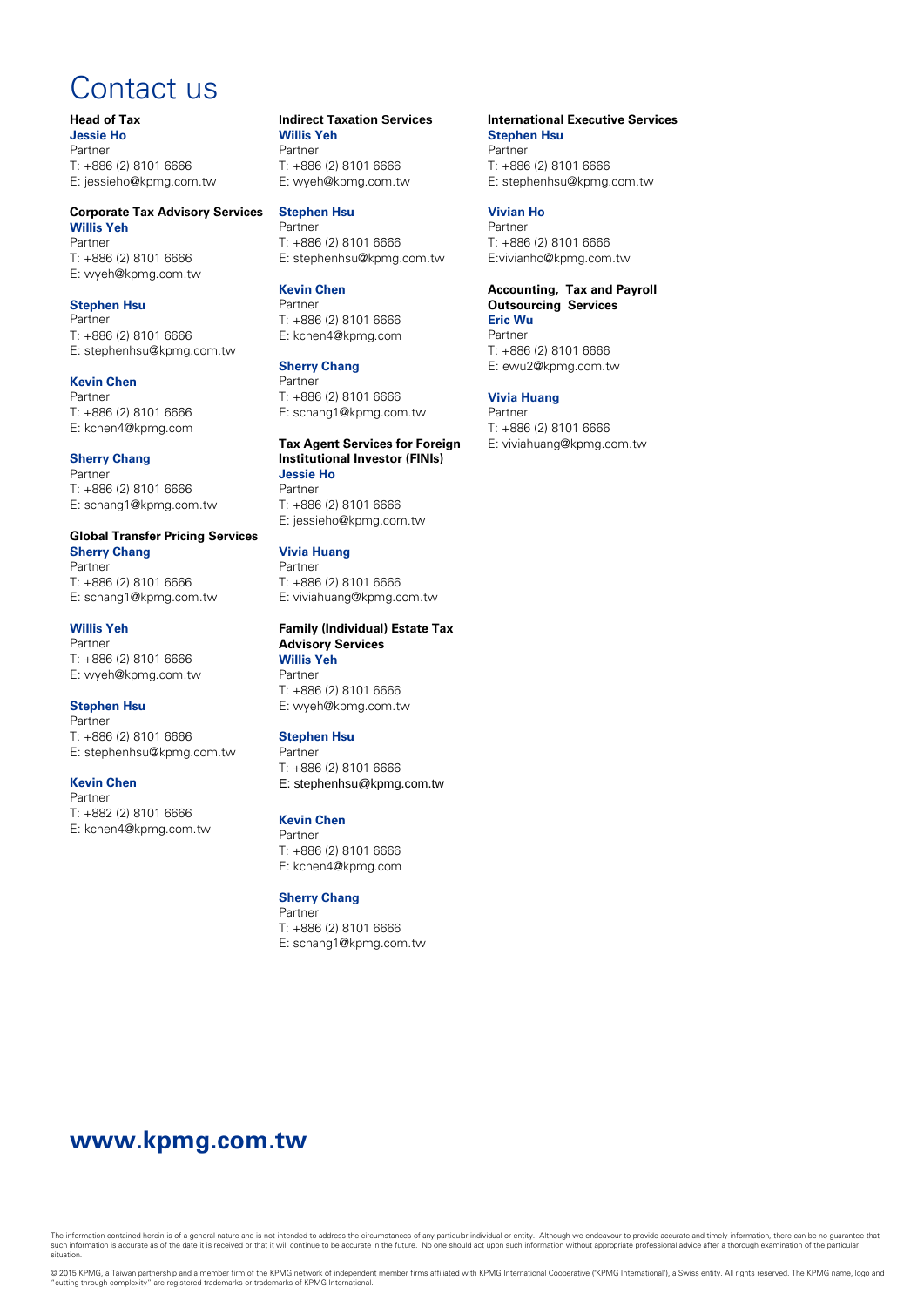# Contact us

**Head of Tax**
**Jessie Ho**
Partner
T: +886 (2) 8101 6666
E: jessieho@kpmg.com.tw

**Corporate Tax Advisory Services**
**Willis Yeh**
Partner
T: +886 (2) 8101 6666
E: wyeh@kpmg.com.tw

**Stephen Hsu**
Partner
T: +886 (2) 8101 6666
E: stephenhsu@kpmg.com.tw

**Kevin Chen**
Partner
T: +886 (2) 8101 6666
E: kchen4@kpmg.com

**Sherry Chang**
Partner
T: +886 (2) 8101 6666
E: schang1@kpmg.com.tw

**Global Transfer Pricing Services**
**Sherry Chang**
Partner
T: +886 (2) 8101 6666
E: schang1@kpmg.com.tw

**Willis Yeh**
Partner
T: +886 (2) 8101 6666
E: wyeh@kpmg.com.tw

**Stephen Hsu**
Partner
T: +886 (2) 8101 6666
E: stephenhsu@kpmg.com.tw

**Kevin Chen**
Partner
T: +882 (2) 8101 6666
E: kchen4@kpmg.com.tw

**Indirect Taxation Services**
**Willis Yeh**
Partner
T: +886 (2) 8101 6666
E: wyeh@kpmg.com.tw

**Stephen Hsu**
Partner
T: +886 (2) 8101 6666
E: stephenhsu@kpmg.com.tw

**Kevin Chen**
Partner
T: +886 (2) 8101 6666
E: kchen4@kpmg.com

**Sherry Chang**
Partner
T: +886 (2) 8101 6666
E: schang1@kpmg.com.tw

**Tax Agent Services for Foreign Institutional Investor (FINIs)**
**Jessie Ho**
Partner
T: +886 (2) 8101 6666
E: jessieho@kpmg.com.tw

**Vivia Huang**
Partner
T: +886 (2) 8101 6666
E: viviahuang@kpmg.com.tw

**Family (Individual) Estate Tax Advisory Services**
**Willis Yeh**
Partner
T: +886 (2) 8101 6666
E: wyeh@kpmg.com.tw

**Stephen Hsu**
Partner
T: +886 (2) 8101 6666
E: stephenhsu@kpmg.com.tw

**Kevin Chen**
Partner
T: +886 (2) 8101 6666
E: kchen4@kpmg.com

**Sherry Chang**
Partner
T: +886 (2) 8101 6666
E: schang1@kpmg.com.tw

**International Executive Services**
**Stephen Hsu**
Partner
T: +886 (2) 8101 6666
E: stephenhsu@kpmg.com.tw

**Vivian Ho**
Partner
T: +886 (2) 8101 6666
E:vivianho@kpmg.com.tw

**Accounting, Tax and Payroll Outsourcing Services**
**Eric Wu**
Partner
T: +886 (2) 8101 6666
E: ewu2@kpmg.com.tw

**Vivia Huang**
Partner
T: +886 (2) 8101 6666
E: viviahuang@kpmg.com.tw

**www.kpmg.com.tw**

The information contained herein is of a general nature and is not intended to address the circumstances of any particular individual or entity. Although we endeavour to provide accurate and timely information, there can be no guarantee that such information is accurate as of the date it is received or that it will continue to be accurate in the future. No one should act upon such information without appropriate professional advice after a thorough examination of the particular situation.

© 2015 KPMG, a Taiwan partnership and a member firm of the KPMG network of independent member firms affiliated with KPMG International Cooperative ("KPMG International"), a Swiss entity. All rights reserved. The KPMG name, logo and "cutting through complexity" are registered trademarks or trademarks of KPMG International.